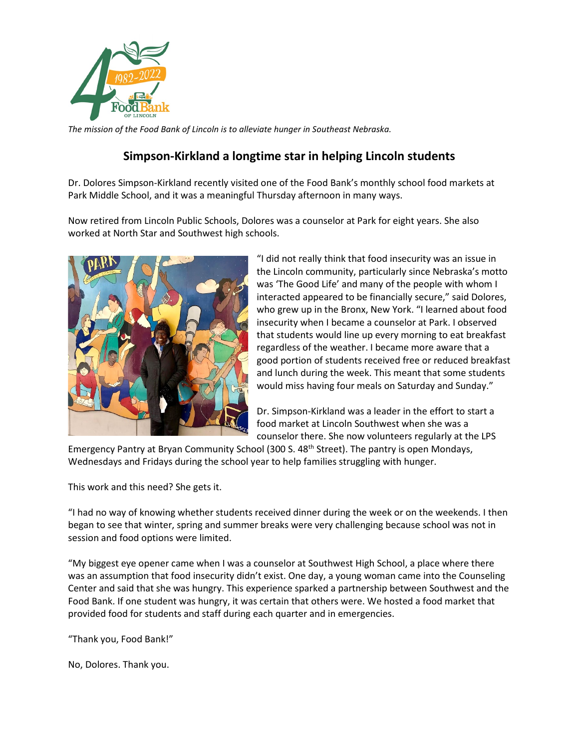*The mission of the Food Bank of Lincoln is to alleviate hunger in Southeast Nebraska.*

## Simpson-Kirkland a longtime star in helping Lincoln students

Dr. Dolores Simpson-Kirkland recently visited one of the Food Bank's monthly school food markets at Park Middle School, and it was a meaningful Thursday afternoon in many ways.

Now retired from Lincoln Public Schools, Dolores was a counselor at Park for eight years. She also worked at North Star and Southwest high schools.

"I did not really think that food insecurity was an issue in the Lincoln community, particularly since Nebraska's motto was 'The Good Life' and many of the people with whom I interacted appeared to be financially secure," said Dolores, who grew up in the Bronx, New York. "I learned about food insecurity when I became a counselor at Park. I observed that students would line up every morning to eat breakfast regardless of the weather. I became more aware that a good portion of students received free or reduced breakfast and lunch during the week. This meant that some students would miss having four meals on Saturday and Sunday."

Dr. Simpson-Kirkland was a leader in the effort to start a food market at Lincoln Southwest when she was a counselor there. She now volunteers regularly at the LPS Emergency Pantry at Bryan Community School (300 S. 48th Street). The pantry is open Mondays, Wednesdays and Fridays during the school year to help families struggling with hunger.

This work and this need? She gets it.

"I had no way of knowing whether students received dinner during the week or on the weekends. I then began to see that winter, spring and summer breaks were very challenging because school was not in session and food options were limited.

"My biggest eye opener came when I was a counselor at Southwest High School, a place where there was an assumption that food insecurity didn't exist. One day, a young woman came into the Counseling Center and said that she was hungry. This experience sparked a partnership between Southwest and the Food Bank. If one student was hungry, it was certain that others were. We hosted a food market that provided food for students and staff during each quarter and in emergencies.

"Thank you, Food Bank!"

No, Dolores. Thank you.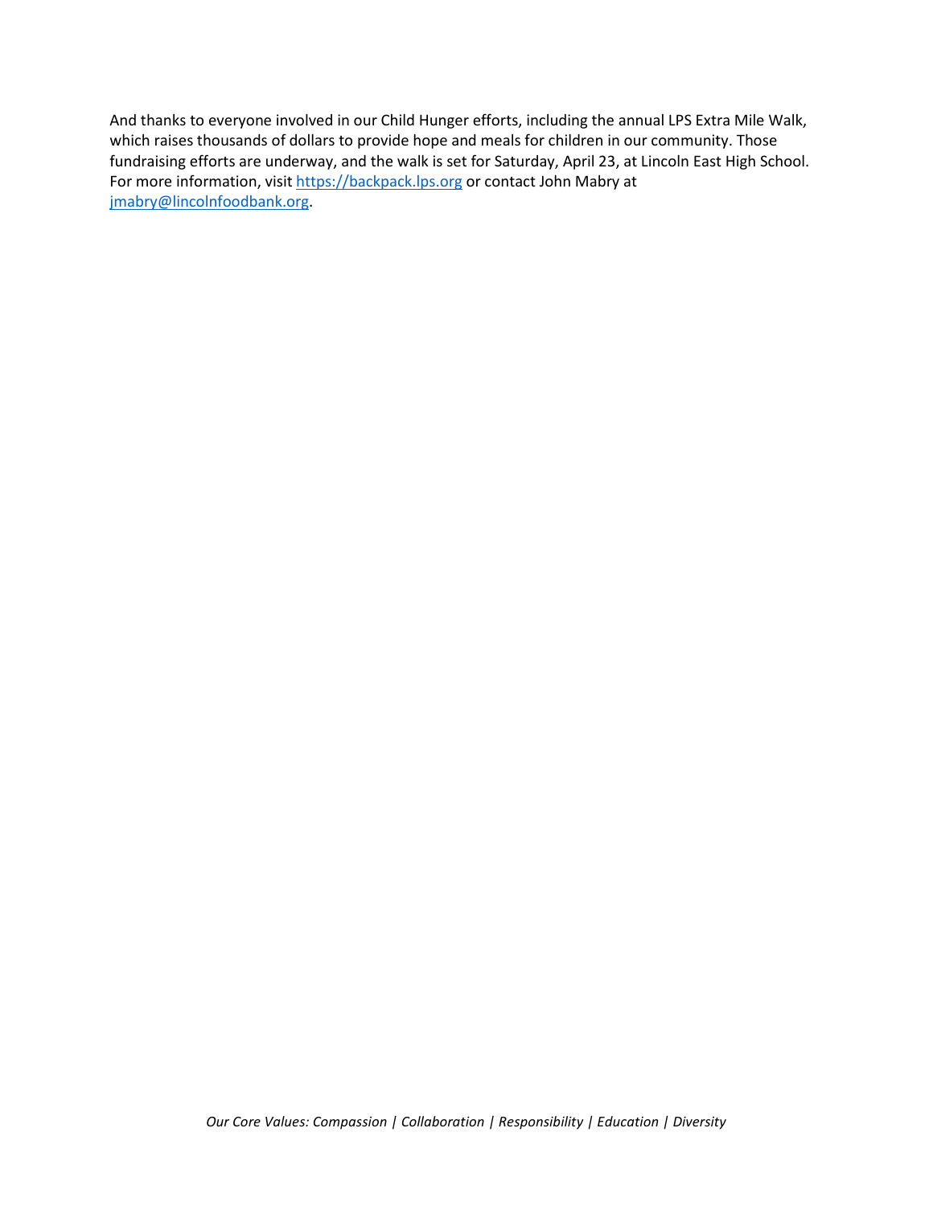And thanks to everyone involved in our Child Hunger efforts, including the annual LPS Extra Mile Walk, which raises thousands of dollars to provide hope and meals for children in our community. Those fundraising efforts are underway, and the walk is set for Saturday, April 23, at Lincoln East High School. For more information, visit https://backpack.lps.org or contact John Mabry at jmabry@lincolnfoodbank.org.